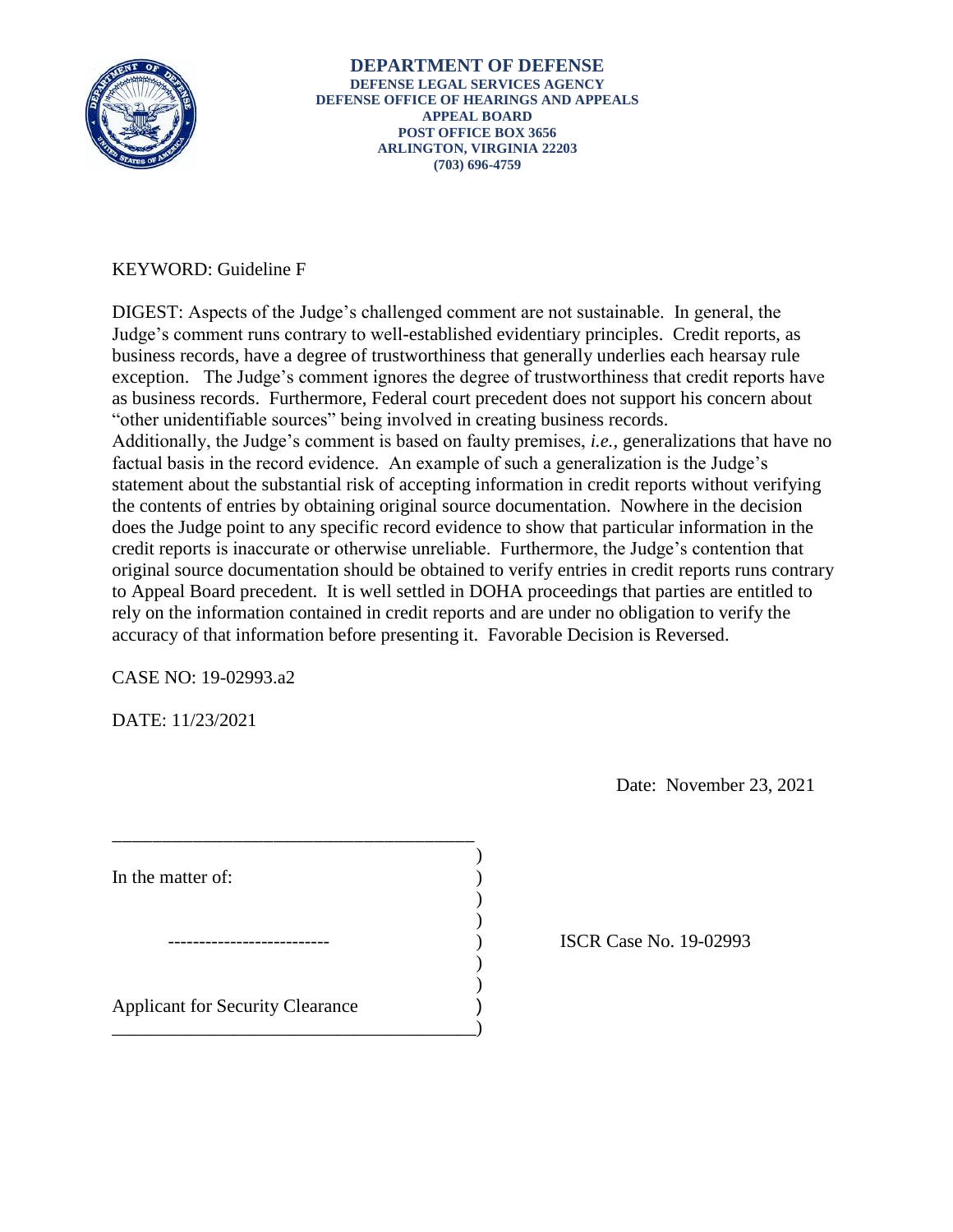**DEPARTMENT OF DEFENSE**
**DEFENSE LEGAL SERVICES AGENCY**
**DEFENSE OFFICE OF HEARINGS AND APPEALS**
**APPEAL BOARD**
**POST OFFICE BOX 3656**
**ARLINGTON, VIRGINIA 22203**
**(703) 696-4759**

KEYWORD: Guideline F

DIGEST: Aspects of the Judge's challenged comment are not sustainable. In general, the Judge's comment runs contrary to well-established evidentiary principles. Credit reports, as business records, have a degree of trustworthiness that generally underlies each hearsay rule exception. The Judge's comment ignores the degree of trustworthiness that credit reports have as business records. Furthermore, Federal court precedent does not support his concern about "other unidentifiable sources" being involved in creating business records. Additionally, the Judge's comment is based on faulty premises, *i.e.*, generalizations that have no factual basis in the record evidence. An example of such a generalization is the Judge's statement about the substantial risk of accepting information in credit reports without verifying the contents of entries by obtaining original source documentation. Nowhere in the decision does the Judge point to any specific record evidence to show that particular information in the credit reports is inaccurate or otherwise unreliable. Furthermore, the Judge's contention that original source documentation should be obtained to verify entries in credit reports runs contrary to Appeal Board precedent. It is well settled in DOHA proceedings that parties are entitled to rely on the information contained in credit reports and are under no obligation to verify the accuracy of that information before presenting it. Favorable Decision is Reversed.

CASE NO: 19-02993.a2

DATE: 11/23/2021

Date: November 23, 2021

| | |
|---|---|
| In the matter of: | |
| -------------------------- | ISCR Case No. 19-02993 |
| Applicant for Security Clearance | |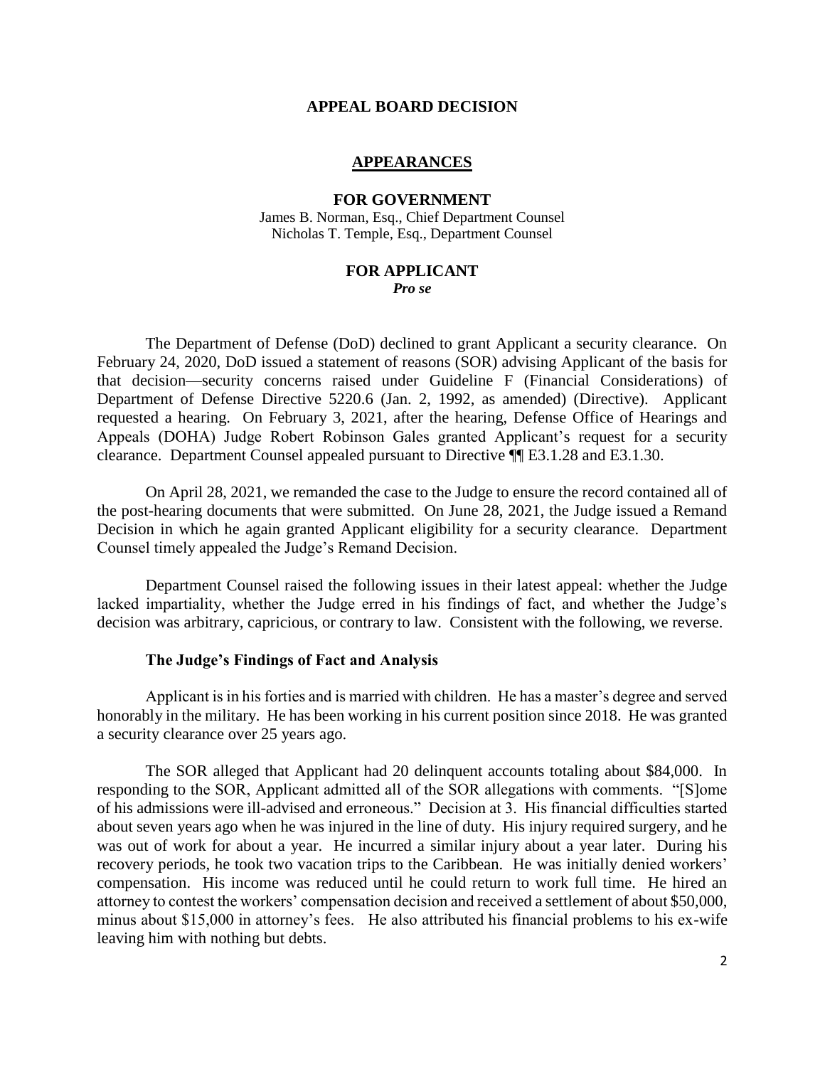# APPEAL BOARD DECISION

## APPEARANCES

### FOR GOVERNMENT

James B. Norman, Esq., Chief Department Counsel
Nicholas T. Temple, Esq., Department Counsel

### FOR APPLICANT

***Pro se***

The Department of Defense (DoD) declined to grant Applicant a security clearance. On February 24, 2020, DoD issued a statement of reasons (SOR) advising Applicant of the basis for that decision—security concerns raised under Guideline F (Financial Considerations) of Department of Defense Directive 5220.6 (Jan. 2, 1992, as amended) (Directive). Applicant requested a hearing. On February 3, 2021, after the hearing, Defense Office of Hearings and Appeals (DOHA) Judge Robert Robinson Gales granted Applicant's request for a security clearance. Department Counsel appealed pursuant to Directive ¶¶ E3.1.28 and E3.1.30.

On April 28, 2021, we remanded the case to the Judge to ensure the record contained all of the post-hearing documents that were submitted. On June 28, 2021, the Judge issued a Remand Decision in which he again granted Applicant eligibility for a security clearance. Department Counsel timely appealed the Judge's Remand Decision.

Department Counsel raised the following issues in their latest appeal: whether the Judge lacked impartiality, whether the Judge erred in his findings of fact, and whether the Judge's decision was arbitrary, capricious, or contrary to law. Consistent with the following, we reverse.

### The Judge's Findings of Fact and Analysis

Applicant is in his forties and is married with children. He has a master's degree and served honorably in the military. He has been working in his current position since 2018. He was granted a security clearance over 25 years ago.

The SOR alleged that Applicant had 20 delinquent accounts totaling about \$84,000. In responding to the SOR, Applicant admitted all of the SOR allegations with comments. "[S]ome of his admissions were ill-advised and erroneous." Decision at 3. His financial difficulties started about seven years ago when he was injured in the line of duty. His injury required surgery, and he was out of work for about a year. He incurred a similar injury about a year later. During his recovery periods, he took two vacation trips to the Caribbean. He was initially denied workers' compensation. His income was reduced until he could return to work full time. He hired an attorney to contest the workers' compensation decision and received a settlement of about \$50,000, minus about \$15,000 in attorney's fees. He also attributed his financial problems to his ex-wife leaving him with nothing but debts.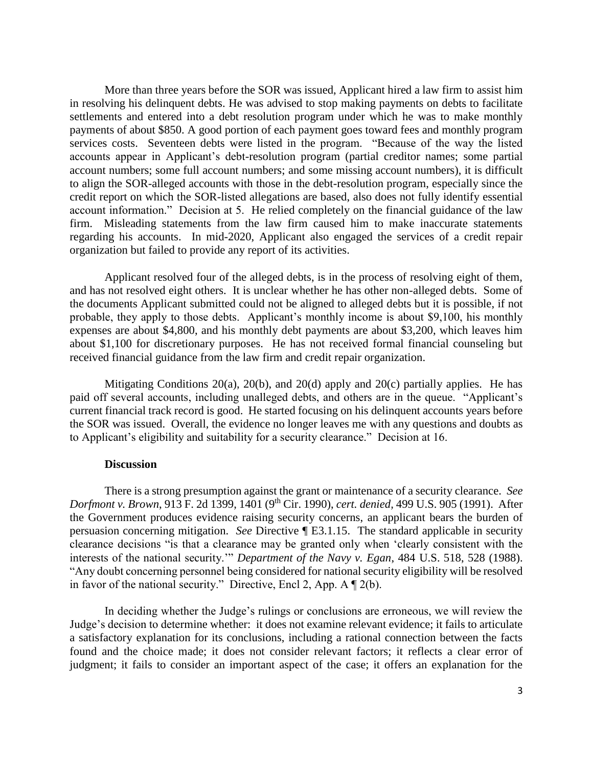More than three years before the SOR was issued, Applicant hired a law firm to assist him in resolving his delinquent debts. He was advised to stop making payments on debts to facilitate settlements and entered into a debt resolution program under which he was to make monthly payments of about $850. A good portion of each payment goes toward fees and monthly program services costs. Seventeen debts were listed in the program. "Because of the way the listed accounts appear in Applicant's debt-resolution program (partial creditor names; some partial account numbers; some full account numbers; and some missing account numbers), it is difficult to align the SOR-alleged accounts with those in the debt-resolution program, especially since the credit report on which the SOR-listed allegations are based, also does not fully identify essential account information." Decision at 5. He relied completely on the financial guidance of the law firm. Misleading statements from the law firm caused him to make inaccurate statements regarding his accounts. In mid-2020, Applicant also engaged the services of a credit repair organization but failed to provide any report of its activities.

Applicant resolved four of the alleged debts, is in the process of resolving eight of them, and has not resolved eight others. It is unclear whether he has other non-alleged debts. Some of the documents Applicant submitted could not be aligned to alleged debts but it is possible, if not probable, they apply to those debts. Applicant's monthly income is about $9,100, his monthly expenses are about $4,800, and his monthly debt payments are about $3,200, which leaves him about $1,100 for discretionary purposes. He has not received formal financial counseling but received financial guidance from the law firm and credit repair organization.

Mitigating Conditions 20(a), 20(b), and 20(d) apply and 20(c) partially applies. He has paid off several accounts, including unalleged debts, and others are in the queue. "Applicant's current financial track record is good. He started focusing on his delinquent accounts years before the SOR was issued. Overall, the evidence no longer leaves me with any questions and doubts as to Applicant's eligibility and suitability for a security clearance." Decision at 16.

## Discussion

There is a strong presumption against the grant or maintenance of a security clearance. *See Dorfmont v. Brown*, 913 F. 2d 1399, 1401 (9th Cir. 1990), *cert. denied*, 499 U.S. 905 (1991). After the Government produces evidence raising security concerns, an applicant bears the burden of persuasion concerning mitigation. *See* Directive ¶ E3.1.15. The standard applicable in security clearance decisions "is that a clearance may be granted only when 'clearly consistent with the interests of the national security.'" *Department of the Navy v. Egan*, 484 U.S. 518, 528 (1988). "Any doubt concerning personnel being considered for national security eligibility will be resolved in favor of the national security." Directive, Encl 2, App. A ¶ 2(b).

In deciding whether the Judge's rulings or conclusions are erroneous, we will review the Judge's decision to determine whether: it does not examine relevant evidence; it fails to articulate a satisfactory explanation for its conclusions, including a rational connection between the facts found and the choice made; it does not consider relevant factors; it reflects a clear error of judgment; it fails to consider an important aspect of the case; it offers an explanation for the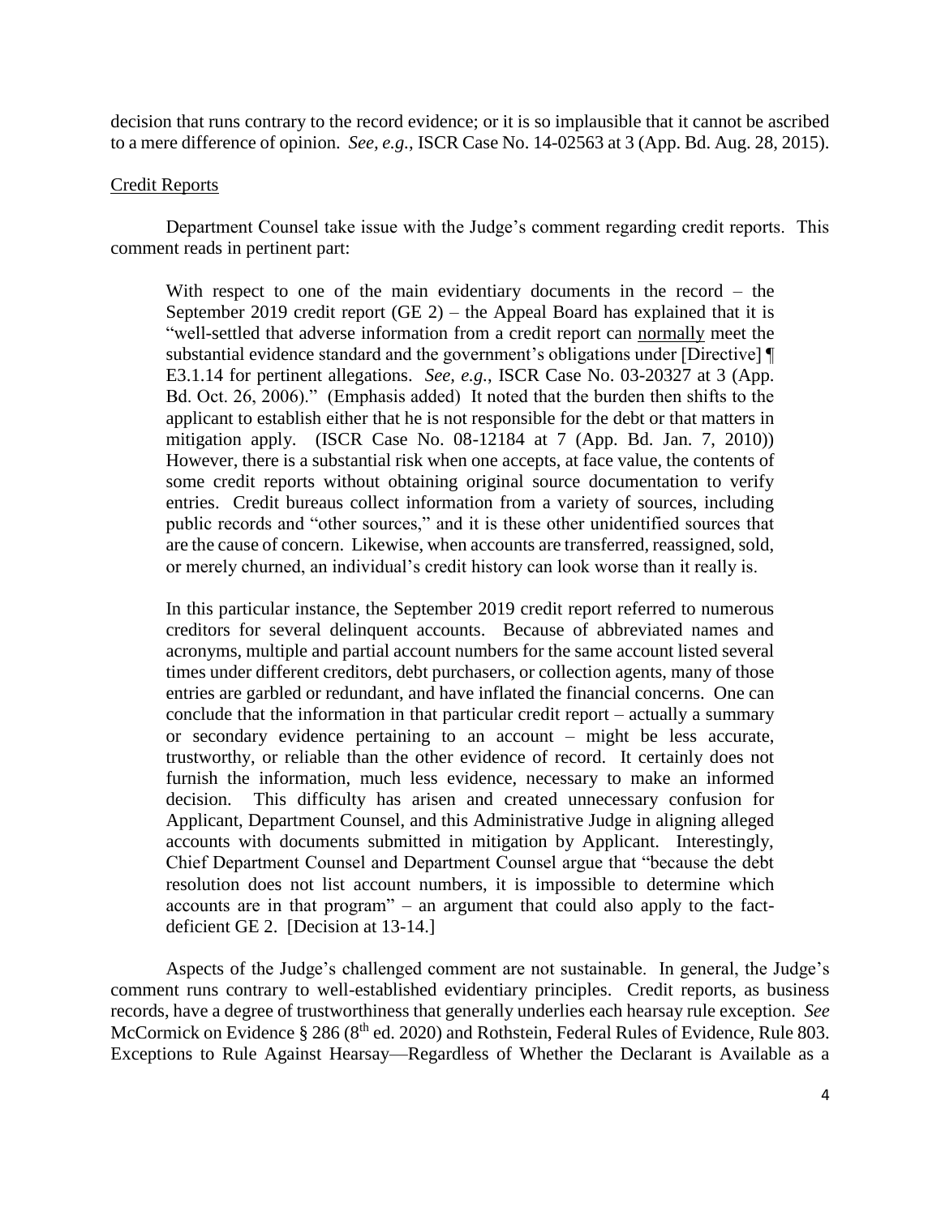decision that runs contrary to the record evidence; or it is so implausible that it cannot be ascribed to a mere difference of opinion. *See, e.g.*, ISCR Case No. 14-02563 at 3 (App. Bd. Aug. 28, 2015).

<u>Credit Reports</u>

Department Counsel take issue with the Judge's comment regarding credit reports. This comment reads in pertinent part:

> With respect to one of the main evidentiary documents in the record – the September 2019 credit report (GE 2) – the Appeal Board has explained that it is "well-settled that adverse information from a credit report can <u>normally</u> meet the substantial evidence standard and the government's obligations under [Directive] ¶ E3.1.14 for pertinent allegations. *See, e.g.*, ISCR Case No. 03-20327 at 3 (App. Bd. Oct. 26, 2006)." (Emphasis added) It noted that the burden then shifts to the applicant to establish either that he is not responsible for the debt or that matters in mitigation apply. (ISCR Case No. 08-12184 at 7 (App. Bd. Jan. 7, 2010)) However, there is a substantial risk when one accepts, at face value, the contents of some credit reports without obtaining original source documentation to verify entries. Credit bureaus collect information from a variety of sources, including public records and "other sources," and it is these other unidentified sources that are the cause of concern. Likewise, when accounts are transferred, reassigned, sold, or merely churned, an individual's credit history can look worse than it really is.
>
> In this particular instance, the September 2019 credit report referred to numerous creditors for several delinquent accounts. Because of abbreviated names and acronyms, multiple and partial account numbers for the same account listed several times under different creditors, debt purchasers, or collection agents, many of those entries are garbled or redundant, and have inflated the financial concerns. One can conclude that the information in that particular credit report – actually a summary or secondary evidence pertaining to an account – might be less accurate, trustworthy, or reliable than the other evidence of record. It certainly does not furnish the information, much less evidence, necessary to make an informed decision. This difficulty has arisen and created unnecessary confusion for Applicant, Department Counsel, and this Administrative Judge in aligning alleged accounts with documents submitted in mitigation by Applicant. Interestingly, Chief Department Counsel and Department Counsel argue that "because the debt resolution does not list account numbers, it is impossible to determine which accounts are in that program" – an argument that could also apply to the fact-deficient GE 2. [Decision at 13-14.]

Aspects of the Judge's challenged comment are not sustainable. In general, the Judge's comment runs contrary to well-established evidentiary principles. Credit reports, as business records, have a degree of trustworthiness that generally underlies each hearsay rule exception. *See* McCormick on Evidence § 286 (8th ed. 2020) and Rothstein, Federal Rules of Evidence, Rule 803. Exceptions to Rule Against Hearsay—Regardless of Whether the Declarant is Available as a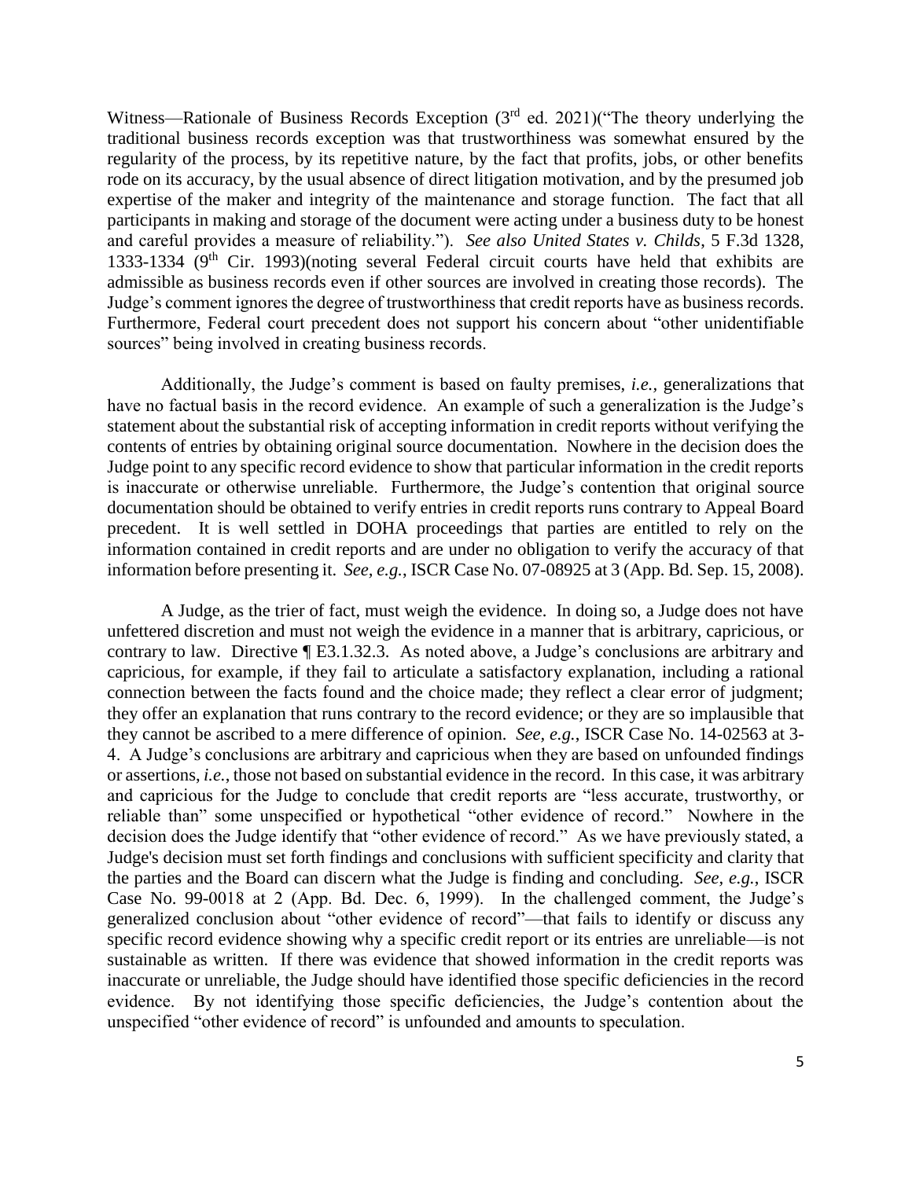Witness—Rationale of Business Records Exception (3rd ed. 2021)("The theory underlying the traditional business records exception was that trustworthiness was somewhat ensured by the regularity of the process, by its repetitive nature, by the fact that profits, jobs, or other benefits rode on its accuracy, by the usual absence of direct litigation motivation, and by the presumed job expertise of the maker and integrity of the maintenance and storage function. The fact that all participants in making and storage of the document were acting under a business duty to be honest and careful provides a measure of reliability."). *See also United States v. Childs*, 5 F.3d 1328, 1333-1334 (9th Cir. 1993)(noting several Federal circuit courts have held that exhibits are admissible as business records even if other sources are involved in creating those records). The Judge's comment ignores the degree of trustworthiness that credit reports have as business records. Furthermore, Federal court precedent does not support his concern about "other unidentifiable sources" being involved in creating business records.

Additionally, the Judge's comment is based on faulty premises, *i.e.*, generalizations that have no factual basis in the record evidence. An example of such a generalization is the Judge's statement about the substantial risk of accepting information in credit reports without verifying the contents of entries by obtaining original source documentation. Nowhere in the decision does the Judge point to any specific record evidence to show that particular information in the credit reports is inaccurate or otherwise unreliable. Furthermore, the Judge's contention that original source documentation should be obtained to verify entries in credit reports runs contrary to Appeal Board precedent. It is well settled in DOHA proceedings that parties are entitled to rely on the information contained in credit reports and are under no obligation to verify the accuracy of that information before presenting it. *See, e.g.*, ISCR Case No. 07-08925 at 3 (App. Bd. Sep. 15, 2008).

A Judge, as the trier of fact, must weigh the evidence. In doing so, a Judge does not have unfettered discretion and must not weigh the evidence in a manner that is arbitrary, capricious, or contrary to law. Directive ¶ E3.1.32.3. As noted above, a Judge's conclusions are arbitrary and capricious, for example, if they fail to articulate a satisfactory explanation, including a rational connection between the facts found and the choice made; they reflect a clear error of judgment; they offer an explanation that runs contrary to the record evidence; or they are so implausible that they cannot be ascribed to a mere difference of opinion. *See, e.g.*, ISCR Case No. 14-02563 at 3-4. A Judge's conclusions are arbitrary and capricious when they are based on unfounded findings or assertions, *i.e.*, those not based on substantial evidence in the record. In this case, it was arbitrary and capricious for the Judge to conclude that credit reports are "less accurate, trustworthy, or reliable than" some unspecified or hypothetical "other evidence of record." Nowhere in the decision does the Judge identify that "other evidence of record." As we have previously stated, a Judge's decision must set forth findings and conclusions with sufficient specificity and clarity that the parties and the Board can discern what the Judge is finding and concluding. *See, e.g.*, ISCR Case No. 99-0018 at 2 (App. Bd. Dec. 6, 1999). In the challenged comment, the Judge's generalized conclusion about "other evidence of record"—that fails to identify or discuss any specific record evidence showing why a specific credit report or its entries are unreliable—is not sustainable as written. If there was evidence that showed information in the credit reports was inaccurate or unreliable, the Judge should have identified those specific deficiencies in the record evidence. By not identifying those specific deficiencies, the Judge's contention about the unspecified "other evidence of record" is unfounded and amounts to speculation.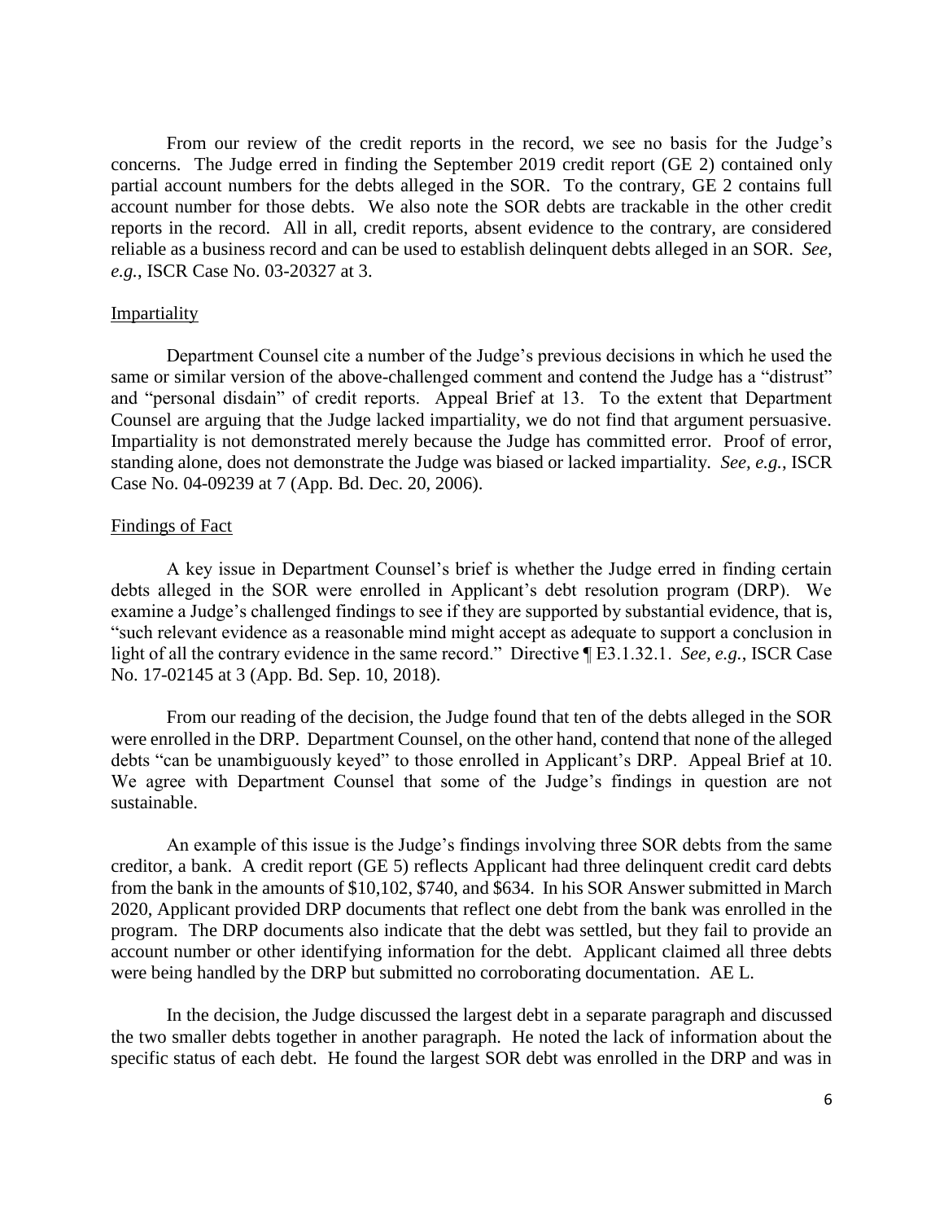From our review of the credit reports in the record, we see no basis for the Judge's concerns. The Judge erred in finding the September 2019 credit report (GE 2) contained only partial account numbers for the debts alleged in the SOR. To the contrary, GE 2 contains full account number for those debts. We also note the SOR debts are trackable in the other credit reports in the record. All in all, credit reports, absent evidence to the contrary, are considered reliable as a business record and can be used to establish delinquent debts alleged in an SOR. *See, e.g.*, ISCR Case No. 03-20327 at 3.

Impartiality

Department Counsel cite a number of the Judge's previous decisions in which he used the same or similar version of the above-challenged comment and contend the Judge has a "distrust" and "personal disdain" of credit reports. Appeal Brief at 13. To the extent that Department Counsel are arguing that the Judge lacked impartiality, we do not find that argument persuasive. Impartiality is not demonstrated merely because the Judge has committed error. Proof of error, standing alone, does not demonstrate the Judge was biased or lacked impartiality. *See, e.g.*, ISCR Case No. 04-09239 at 7 (App. Bd. Dec. 20, 2006).

Findings of Fact

A key issue in Department Counsel's brief is whether the Judge erred in finding certain debts alleged in the SOR were enrolled in Applicant's debt resolution program (DRP). We examine a Judge's challenged findings to see if they are supported by substantial evidence, that is, "such relevant evidence as a reasonable mind might accept as adequate to support a conclusion in light of all the contrary evidence in the same record." Directive ¶ E3.1.32.1. *See, e.g.*, ISCR Case No. 17-02145 at 3 (App. Bd. Sep. 10, 2018).

From our reading of the decision, the Judge found that ten of the debts alleged in the SOR were enrolled in the DRP. Department Counsel, on the other hand, contend that none of the alleged debts "can be unambiguously keyed" to those enrolled in Applicant's DRP. Appeal Brief at 10. We agree with Department Counsel that some of the Judge's findings in question are not sustainable.

An example of this issue is the Judge's findings involving three SOR debts from the same creditor, a bank. A credit report (GE 5) reflects Applicant had three delinquent credit card debts from the bank in the amounts of $10,102, $740, and $634. In his SOR Answer submitted in March 2020, Applicant provided DRP documents that reflect one debt from the bank was enrolled in the program. The DRP documents also indicate that the debt was settled, but they fail to provide an account number or other identifying information for the debt. Applicant claimed all three debts were being handled by the DRP but submitted no corroborating documentation. AE L.

In the decision, the Judge discussed the largest debt in a separate paragraph and discussed the two smaller debts together in another paragraph. He noted the lack of information about the specific status of each debt. He found the largest SOR debt was enrolled in the DRP and was in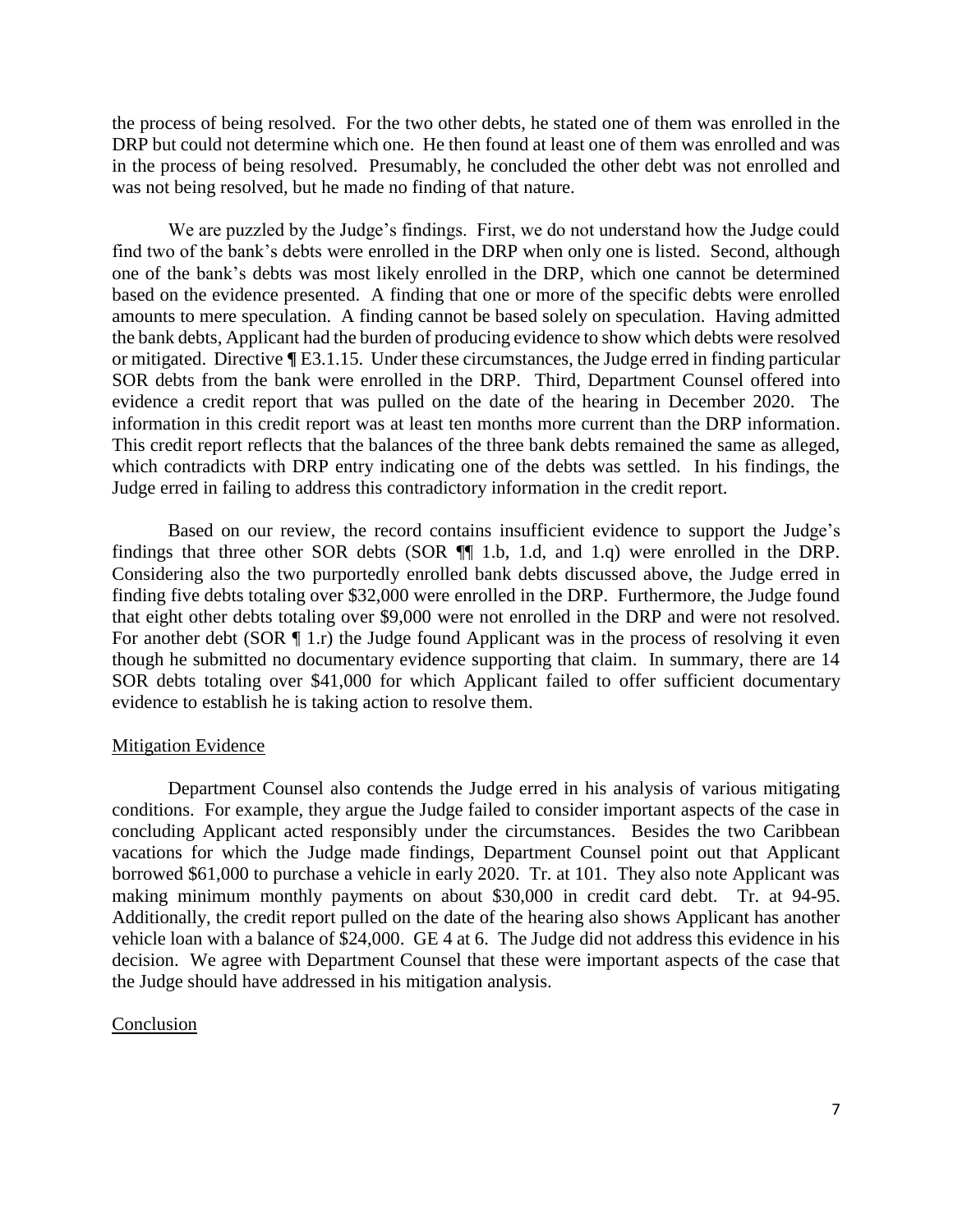the process of being resolved. For the two other debts, he stated one of them was enrolled in the DRP but could not determine which one. He then found at least one of them was enrolled and was in the process of being resolved. Presumably, he concluded the other debt was not enrolled and was not being resolved, but he made no finding of that nature.

We are puzzled by the Judge's findings. First, we do not understand how the Judge could find two of the bank's debts were enrolled in the DRP when only one is listed. Second, although one of the bank's debts was most likely enrolled in the DRP, which one cannot be determined based on the evidence presented. A finding that one or more of the specific debts were enrolled amounts to mere speculation. A finding cannot be based solely on speculation. Having admitted the bank debts, Applicant had the burden of producing evidence to show which debts were resolved or mitigated. Directive ¶ E3.1.15. Under these circumstances, the Judge erred in finding particular SOR debts from the bank were enrolled in the DRP. Third, Department Counsel offered into evidence a credit report that was pulled on the date of the hearing in December 2020. The information in this credit report was at least ten months more current than the DRP information. This credit report reflects that the balances of the three bank debts remained the same as alleged, which contradicts with DRP entry indicating one of the debts was settled. In his findings, the Judge erred in failing to address this contradictory information in the credit report.

Based on our review, the record contains insufficient evidence to support the Judge's findings that three other SOR debts (SOR ¶¶ 1.b, 1.d, and 1.q) were enrolled in the DRP. Considering also the two purportedly enrolled bank debts discussed above, the Judge erred in finding five debts totaling over $32,000 were enrolled in the DRP. Furthermore, the Judge found that eight other debts totaling over $9,000 were not enrolled in the DRP and were not resolved. For another debt (SOR ¶ 1.r) the Judge found Applicant was in the process of resolving it even though he submitted no documentary evidence supporting that claim. In summary, there are 14 SOR debts totaling over $41,000 for which Applicant failed to offer sufficient documentary evidence to establish he is taking action to resolve them.

Mitigation Evidence

Department Counsel also contends the Judge erred in his analysis of various mitigating conditions. For example, they argue the Judge failed to consider important aspects of the case in concluding Applicant acted responsibly under the circumstances. Besides the two Caribbean vacations for which the Judge made findings, Department Counsel point out that Applicant borrowed $61,000 to purchase a vehicle in early 2020. Tr. at 101. They also note Applicant was making minimum monthly payments on about $30,000 in credit card debt. Tr. at 94-95. Additionally, the credit report pulled on the date of the hearing also shows Applicant has another vehicle loan with a balance of $24,000. GE 4 at 6. The Judge did not address this evidence in his decision. We agree with Department Counsel that these were important aspects of the case that the Judge should have addressed in his mitigation analysis.

Conclusion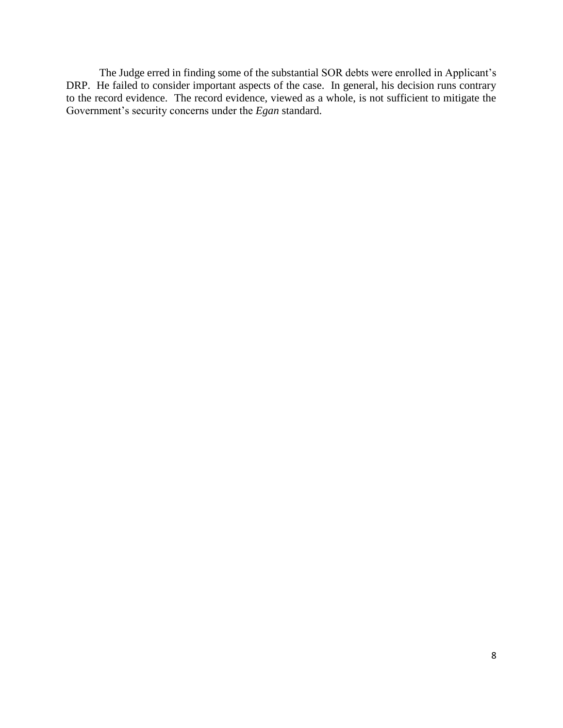The Judge erred in finding some of the substantial SOR debts were enrolled in Applicant's DRP. He failed to consider important aspects of the case. In general, his decision runs contrary to the record evidence. The record evidence, viewed as a whole, is not sufficient to mitigate the Government's security concerns under the *Egan* standard.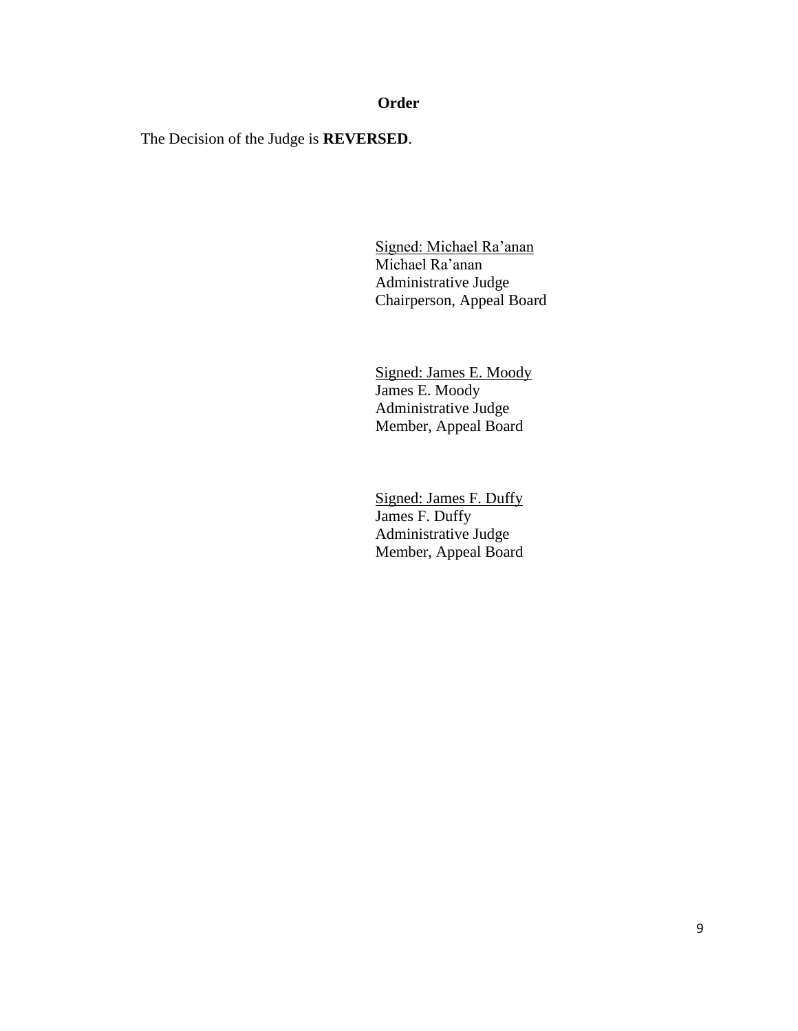**Order**

The Decision of the Judge is **REVERSED**.

Signed: Michael Ra'anan
Michael Ra'anan
Administrative Judge
Chairperson, Appeal Board

Signed: James E. Moody
James E. Moody
Administrative Judge
Member, Appeal Board

Signed: James F. Duffy
James F. Duffy
Administrative Judge
Member, Appeal Board